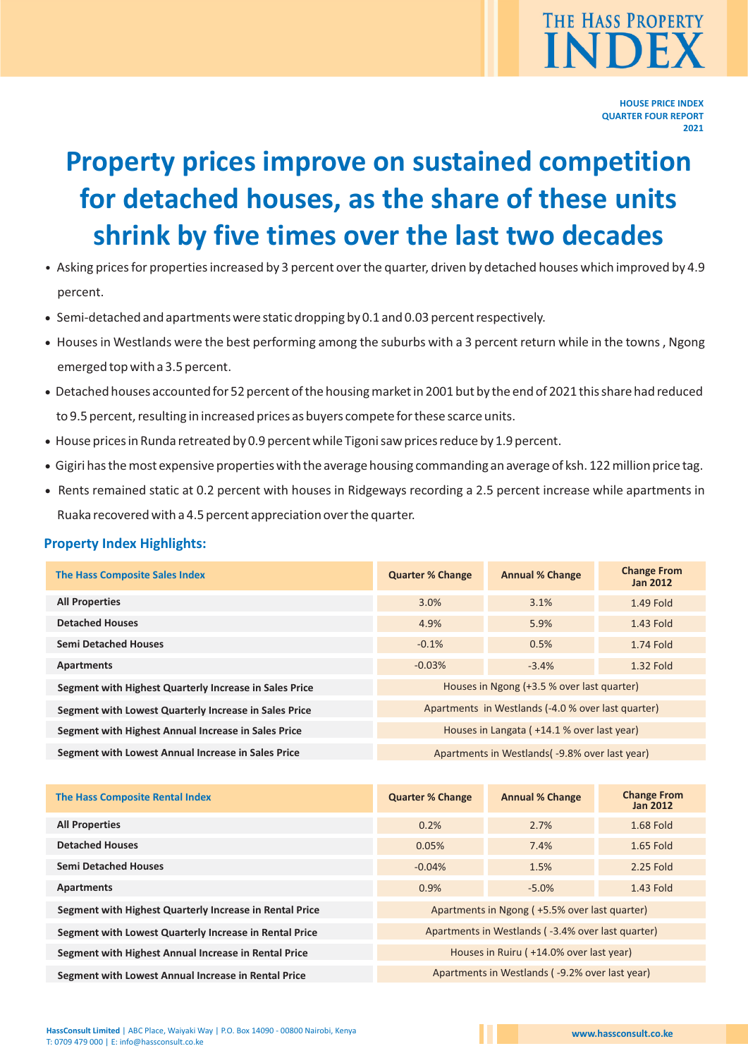# THE HASS PROPERTY INDEX

**HOUSE PRICE INDEX**
**QUARTER FOUR REPORT**
**2021**

# Property prices improve on sustained competition for detached houses, as the share of these units shrink by five times over the last two decades

- Asking prices for properties increased by 3 percent over the quarter, driven by detached houses which improved by 4.9 percent.
- Semi-detached and apartments were static dropping by 0.1 and 0.03 percent respectively.
- Houses in Westlands were the best performing among the suburbs with a 3 percent return while in the towns , Ngong emerged top with a 3.5 percent.
- Detached houses accounted for 52 percent of the housing market in 2001 but by the end of 2021 this share had reduced to 9.5 percent, resulting in increased prices as buyers compete for these scarce units.
- House prices in Runda retreated by 0.9 percent while Tigoni saw prices reduce by 1.9 percent.
- Gigiri has the most expensive properties with the average housing commanding an average of ksh. 122 million price tag.
- Rents remained static at 0.2 percent with houses in Ridgeways recording a 2.5 percent increase while apartments in Ruaka recovered with a 4.5 percent appreciation over the quarter.

## Property Index Highlights:

| The Hass Composite Sales Index | Quarter % Change | Annual % Change | Change From Jan 2012 |
|---|---|---|---|
| **All Properties** | 3.0% | 3.1% | 1.49 Fold |
| **Detached Houses** | 4.9% | 5.9% | 1.43 Fold |
| **Semi Detached Houses** | -0.1% | 0.5% | 1.74 Fold |
| **Apartments** | -0.03% | -3.4% | 1.32 Fold |
| **Segment with Highest Quarterly Increase in Sales Price** | Houses in Ngong (+3.5 % over last quarter) | | |
| **Segment with Lowest Quarterly Increase in Sales Price** | Apartments in Westlands (-4.0 % over last quarter) | | |
| **Segment with Highest Annual Increase in Sales Price** | Houses in Langata ( +14.1 % over last year) | | |
| **Segment with Lowest Annual Increase in Sales Price** | Apartments in Westlands( -9.8% over last year) | | |

| The Hass Composite Rental Index | Quarter % Change | Annual % Change | Change From Jan 2012 |
|---|---|---|---|
| **All Properties** | 0.2% | 2.7% | 1.68 Fold |
| **Detached Houses** | 0.05% | 7.4% | 1.65 Fold |
| **Semi Detached Houses** | -0.04% | 1.5% | 2.25 Fold |
| **Apartments** | 0.9% | -5.0% | 1.43 Fold |
| **Segment with Highest Quarterly Increase in Rental Price** | Apartments in Ngong ( +5.5% over last quarter) | | |
| **Segment with Lowest Quarterly Increase in Rental Price** | Apartments in Westlands ( -3.4% over last quarter) | | |
| **Segment with Highest Annual Increase in Rental Price** | Houses in Ruiru ( +14.0% over last year) | | |
| **Segment with Lowest Annual Increase in Rental Price** | Apartments in Westlands ( -9.2% over last year) | | |

**HassConsult Limited** | ABC Place, Waiyaki Way | P.O. Box 14090 - 00800 Nairobi, Kenya
T: 0709 479 000 | E: info@hassconsult.co.ke

www.hassconsult.co.ke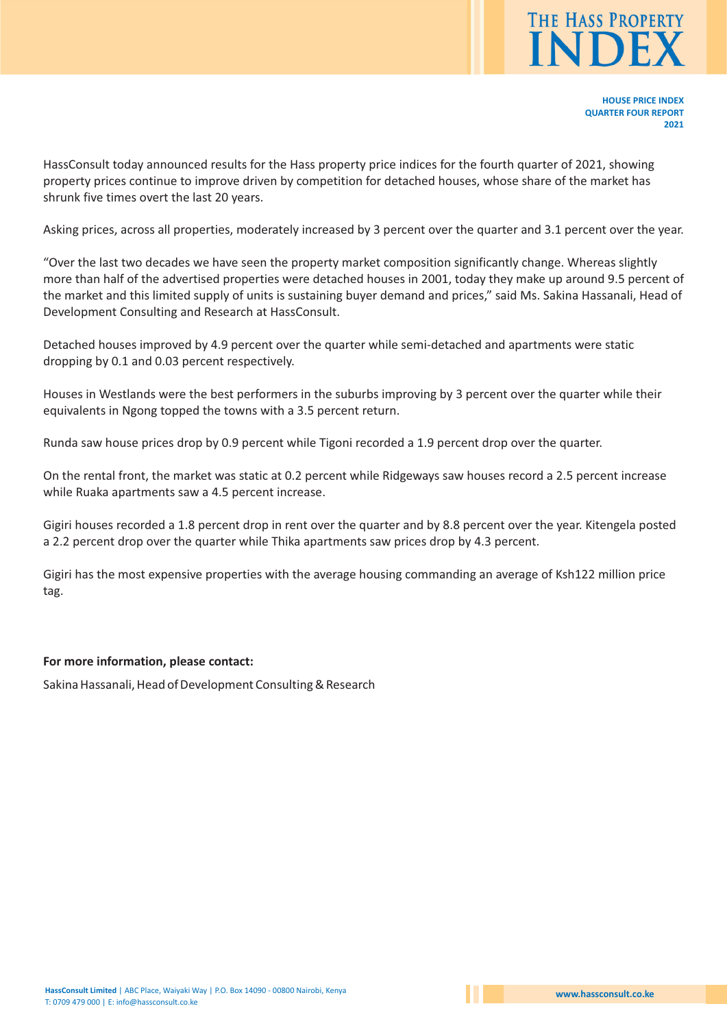**HOUSE PRICE INDEX**
**QUARTER FOUR REPORT**
**2021**

HassConsult today announced results for the Hass property price indices for the fourth quarter of 2021, showing property prices continue to improve driven by competition for detached houses, whose share of the market has shrunk five times overt the last 20 years.

Asking prices, across all properties, moderately increased by 3 percent over the quarter and 3.1 percent over the year.

“Over the last two decades we have seen the property market composition significantly change. Whereas slightly more than half of the advertised properties were detached houses in 2001, today they make up around 9.5 percent of the market and this limited supply of units is sustaining buyer demand and prices,” said Ms. Sakina Hassanali, Head of Development Consulting and Research at HassConsult.

Detached houses improved by 4.9 percent over the quarter while semi-detached and apartments were static dropping by 0.1 and 0.03 percent respectively.

Houses in Westlands were the best performers in the suburbs improving by 3 percent over the quarter while their equivalents in Ngong topped the towns with a 3.5 percent return.

Runda saw house prices drop by 0.9 percent while Tigoni recorded a 1.9 percent drop over the quarter.

On the rental front, the market was static at 0.2 percent while Ridgeways saw houses record a 2.5 percent increase while Ruaka apartments saw a 4.5 percent increase.

Gigiri houses recorded a 1.8 percent drop in rent over the quarter and by 8.8 percent over the year. Kitengela posted a 2.2 percent drop over the quarter while Thika apartments saw prices drop by 4.3 percent.

Gigiri has the most expensive properties with the average housing commanding an average of Ksh122 million price tag.

**For more information, please contact:**

Sakina Hassanali, Head of Development Consulting & Research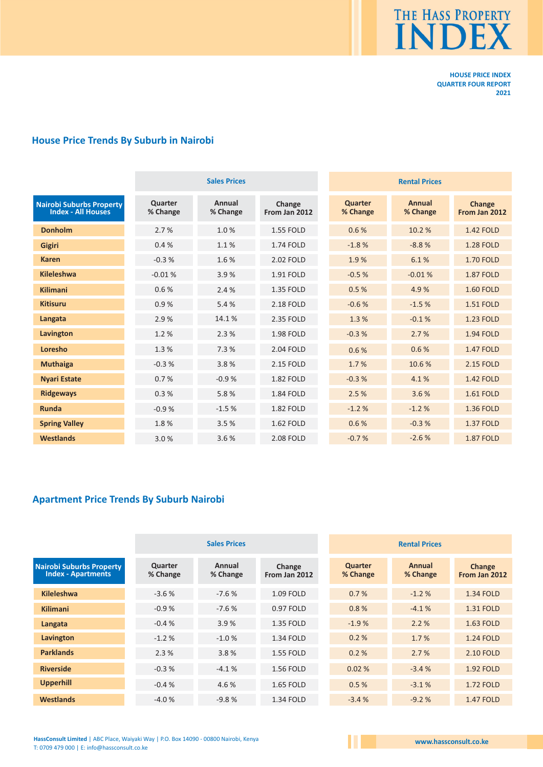HOUSE PRICE INDEX
QUARTER FOUR REPORT
2021

## House Price Trends By Suburb in Nairobi

| Nairobi Suburbs Property Index - All Houses | Sales Prices | | | Rental Prices | | |
|---|---|---|---|---|---|---|
| | Quarter % Change | Annual % Change | Change From Jan 2012 | Quarter % Change | Annual % Change | Change From Jan 2012 |
| **Donholm** | 2.7 % | 1.0 % | 1.55 FOLD | 0.6 % | 10.2 % | 1.42 FOLD |
| **Gigiri** | 0.4 % | 1.1 % | 1.74 FOLD | -1.8 % | -8.8 % | 1.28 FOLD |
| **Karen** | -0.3 % | 1.6 % | 2.02 FOLD | 1.9 % | 6.1 % | 1.70 FOLD |
| **Kileleshwa** | -0.01 % | 3.9 % | 1.91 FOLD | -0.5 % | -0.01 % | 1.87 FOLD |
| **Kilimani** | 0.6 % | 2.4 % | 1.35 FOLD | 0.5 % | 4.9 % | 1.60 FOLD |
| **Kitisuru** | 0.9 % | 5.4 % | 2.18 FOLD | -0.6 % | -1.5 % | 1.51 FOLD |
| **Langata** | 2.9 % | 14.1 % | 2.35 FOLD | 1.3 % | -0.1 % | 1.23 FOLD |
| **Lavington** | 1.2 % | 2.3 % | 1.98 FOLD | -0.3 % | 2.7 % | 1.94 FOLD |
| **Loresho** | 1.3 % | 7.3 % | 2.04 FOLD | 0.6 % | 0.6 % | 1.47 FOLD |
| **Muthaiga** | -0.3 % | 3.8 % | 2.15 FOLD | 1.7 % | 10.6 % | 2.15 FOLD |
| **Nyari Estate** | 0.7 % | -0.9 % | 1.82 FOLD | -0.3 % | 4.1 % | 1.42 FOLD |
| **Ridgeways** | 0.3 % | 5.8 % | 1.84 FOLD | 2.5 % | 3.6 % | 1.61 FOLD |
| **Runda** | -0.9 % | -1.5 % | 1.82 FOLD | -1.2 % | -1.2 % | 1.36 FOLD |
| **Spring Valley** | 1.8 % | 3.5 % | 1.62 FOLD | 0.6 % | -0.3 % | 1.37 FOLD |
| **Westlands** | 3.0 % | 3.6 % | 2.08 FOLD | -0.7 % | -2.6 % | 1.87 FOLD |

## Apartment Price Trends By Suburb Nairobi

| Nairobi Suburbs Property Index - Apartments | Sales Prices | | | Rental Prices | | |
|---|---|---|---|---|---|---|
| | Quarter % Change | Annual % Change | Change From Jan 2012 | Quarter % Change | Annual % Change | Change From Jan 2012 |
| **Kileleshwa** | -3.6 % | -7.6 % | 1.09 FOLD | 0.7 % | -1.2 % | 1.34 FOLD |
| **Kilimani** | -0.9 % | -7.6 % | 0.97 FOLD | 0.8 % | -4.1 % | 1.31 FOLD |
| **Langata** | -0.4 % | 3.9 % | 1.35 FOLD | -1.9 % | 2.2 % | 1.63 FOLD |
| **Lavington** | -1.2 % | -1.0 % | 1.34 FOLD | 0.2 % | 1.7 % | 1.24 FOLD |
| **Parklands** | 2.3 % | 3.8 % | 1.55 FOLD | 0.2 % | 2.7 % | 2.10 FOLD |
| **Riverside** | -0.3 % | -4.1 % | 1.56 FOLD | 0.02 % | -3.4 % | 1.92 FOLD |
| **Upperhill** | -0.4 % | 4.6 % | 1.65 FOLD | 0.5 % | -3.1 % | 1.72 FOLD |
| **Westlands** | -4.0 % | -9.8 % | 1.34 FOLD | -3.4 % | -9.2 % | 1.47 FOLD |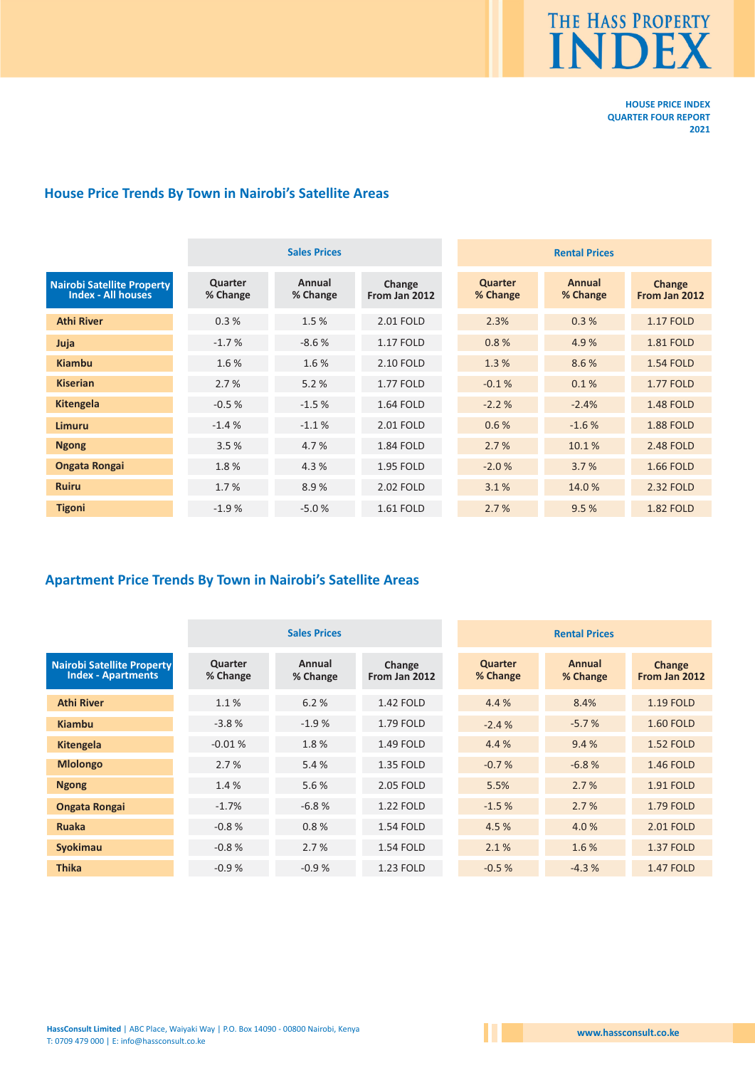**HOUSE PRICE INDEX**
**QUARTER FOUR REPORT**
**2021**

## House Price Trends By Town in Nairobi's Satellite Areas

| Nairobi Satellite Property Index - All houses | Sales Prices | | | Rental Prices | | |
|---|---|---|---|---|---|---|
| | Quarter % Change | Annual % Change | Change From Jan 2012 | Quarter % Change | Annual % Change | Change From Jan 2012 |
| Athi River | 0.3 % | 1.5 % | 2.01 FOLD | 2.3% | 0.3 % | 1.17 FOLD |
| Juja | -1.7 % | -8.6 % | 1.17 FOLD | 0.8 % | 4.9 % | 1.81 FOLD |
| Kiambu | 1.6 % | 1.6 % | 2.10 FOLD | 1.3 % | 8.6 % | 1.54 FOLD |
| Kiserian | 2.7 % | 5.2 % | 1.77 FOLD | -0.1 % | 0.1 % | 1.77 FOLD |
| Kitengela | -0.5 % | -1.5 % | 1.64 FOLD | -2.2 % | -2.4% | 1.48 FOLD |
| Limuru | -1.4 % | -1.1 % | 2.01 FOLD | 0.6 % | -1.6 % | 1.88 FOLD |
| Ngong | 3.5 % | 4.7 % | 1.84 FOLD | 2.7 % | 10.1 % | 2.48 FOLD |
| Ongata Rongai | 1.8 % | 4.3 % | 1.95 FOLD | -2.0 % | 3.7 % | 1.66 FOLD |
| Ruiru | 1.7 % | 8.9 % | 2.02 FOLD | 3.1 % | 14.0 % | 2.32 FOLD |
| Tigoni | -1.9 % | -5.0 % | 1.61 FOLD | 2.7 % | 9.5 % | 1.82 FOLD |

## Apartment Price Trends By Town in Nairobi's Satellite Areas

| Nairobi Satellite Property Index - Apartments | Sales Prices | | | Rental Prices | | |
|---|---|---|---|---|---|---|
| | Quarter % Change | Annual % Change | Change From Jan 2012 | Quarter % Change | Annual % Change | Change From Jan 2012 |
| Athi River | 1.1 % | 6.2 % | 1.42 FOLD | 4.4 % | 8.4% | 1.19 FOLD |
| Kiambu | -3.8 % | -1.9 % | 1.79 FOLD | -2.4 % | -5.7 % | 1.60 FOLD |
| Kitengela | -0.01 % | 1.8 % | 1.49 FOLD | 4.4 % | 9.4 % | 1.52 FOLD |
| Mlolongo | 2.7 % | 5.4 % | 1.35 FOLD | -0.7 % | -6.8 % | 1.46 FOLD |
| Ngong | 1.4 % | 5.6 % | 2.05 FOLD | 5.5% | 2.7 % | 1.91 FOLD |
| Ongata Rongai | -1.7% | -6.8 % | 1.22 FOLD | -1.5 % | 2.7 % | 1.79 FOLD |
| Ruaka | -0.8 % | 0.8 % | 1.54 FOLD | 4.5 % | 4.0 % | 2.01 FOLD |
| Syokimau | -0.8 % | 2.7 % | 1.54 FOLD | 2.1 % | 1.6 % | 1.37 FOLD |
| Thika | -0.9 % | -0.9 % | 1.23 FOLD | -0.5 % | -4.3 % | 1.47 FOLD |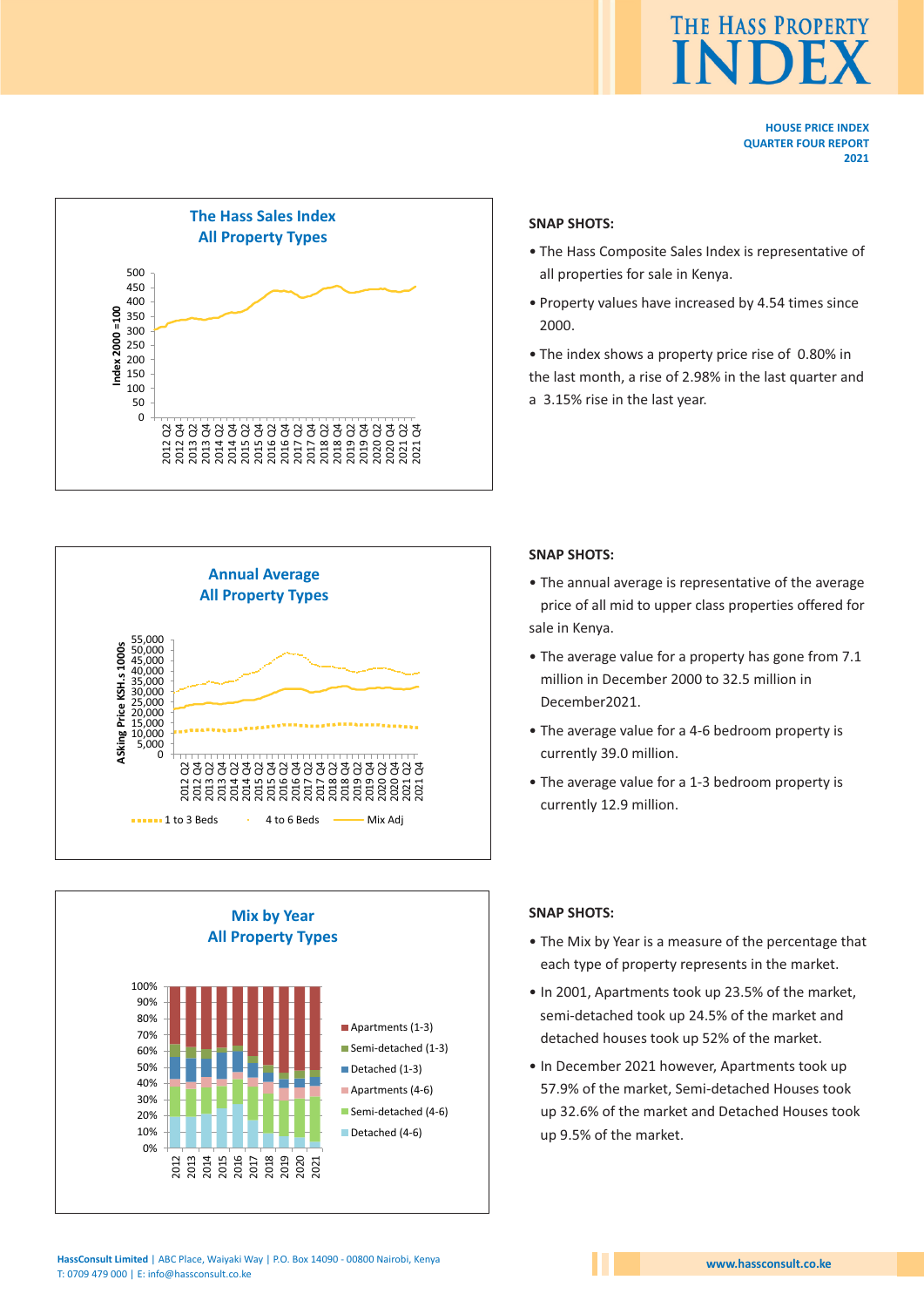# THE HASS PROPERTY INDEX

**HOUSE PRICE INDEX**
**QUARTER FOUR REPORT**
**2021**

## The Hass Sales Index
## All Property Types

### SNAP SHOTS:

- The Hass Composite Sales Index is representative of all properties for sale in Kenya.
- Property values have increased by 4.54 times since 2000.
- The index shows a property price rise of 0.80% in the last month, a rise of 2.98% in the last quarter and a 3.15% rise in the last year.

## Annual Average
## All Property Types

### SNAP SHOTS:

- The annual average is representative of the average price of all mid to upper class properties offered for sale in Kenya.
- The average value for a property has gone from 7.1 million in December 2000 to 32.5 million in December2021.
- The average value for a 4-6 bedroom property is currently 39.0 million.
- The average value for a 1-3 bedroom property is currently 12.9 million.

## Mix by Year
## All Property Types

### SNAP SHOTS:

- The Mix by Year is a measure of the percentage that each type of property represents in the market.
- In 2001, Apartments took up 23.5% of the market, semi-detached took up 24.5% of the market and detached houses took up 52% of the market.
- In December 2021 however, Apartments took up 57.9% of the market, Semi-detached Houses took up 32.6% of the market and Detached Houses took up 9.5% of the market.

**HassConsult Limited** | ABC Place, Waiyaki Way | P.O. Box 14090 - 00800 Nairobi, Kenya
T: 0709 479 000 | E: info@hassconsult.co.ke

www.hassconsult.co.ke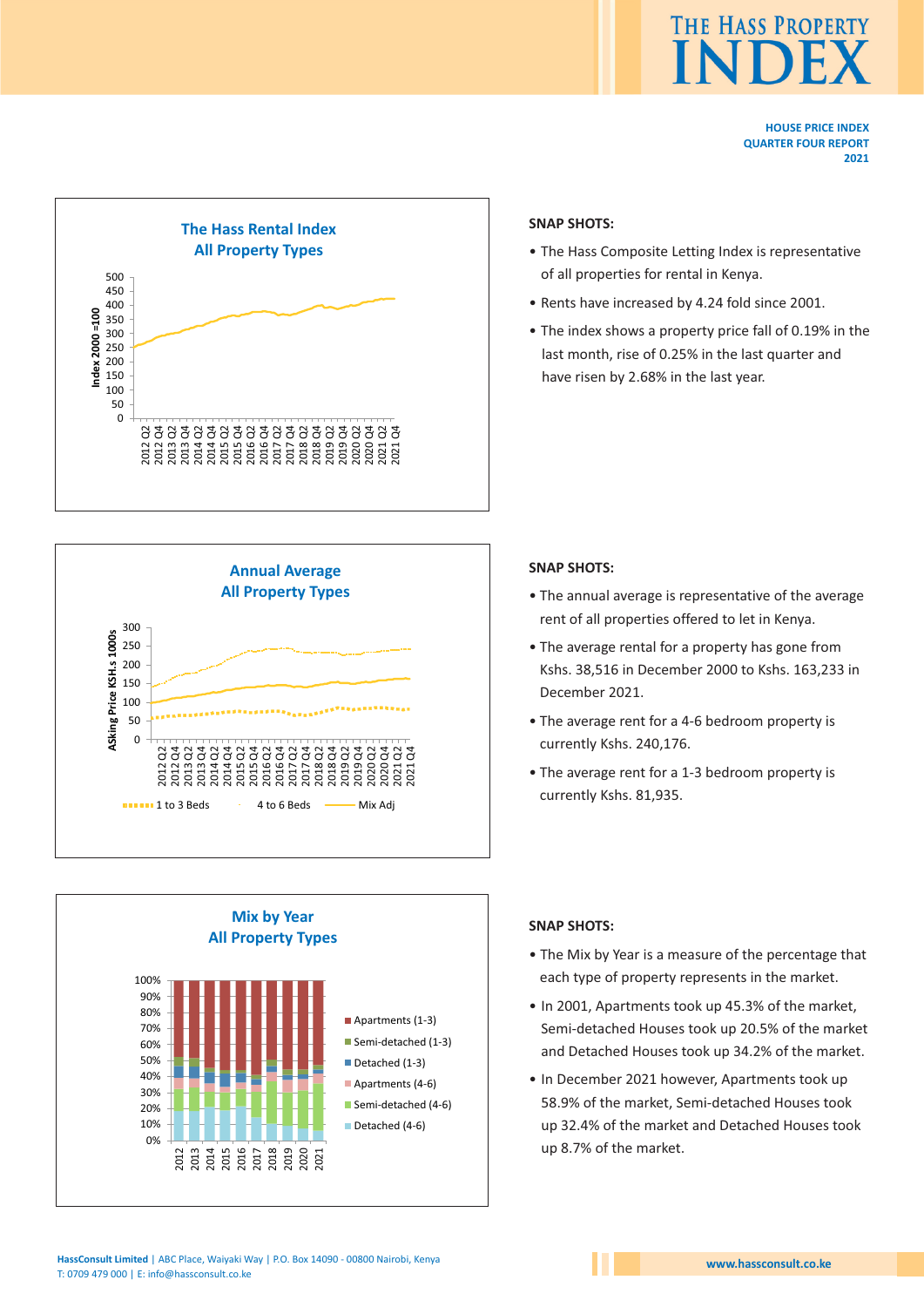# THE HASS PROPERTY INDEX

**HOUSE PRICE INDEX**
**QUARTER FOUR REPORT**
**2021**

**The Hass Rental Index**
**All Property Types**

Index 2000 =100

500
450
400
350
300
250
200
150
100
50
0

2012 Q2
2012 Q4
2013 Q2
2013 Q4
2014 Q2
2014 Q4
2015 Q2
2015 Q4
2016 Q2
2016 Q4
2017 Q2
2017 Q4
2018 Q2
2018 Q4
2019 Q2
2019 Q4
2020 Q2
2020 Q4
2021 Q2
2021 Q4

**SNAP SHOTS:**

- The Hass Composite Letting Index is representative of all properties for rental in Kenya.
- Rents have increased by 4.24 fold since 2001.
- The index shows a property price fall of 0.19% in the last month, rise of 0.25% in the last quarter and have risen by 2.68% in the last year.

**Annual Average**
**All Property Types**

ASking Price KSH.s 1000s

300
250
200
150
100
50
0

2012 Q2
2012 Q4
2013 Q2
2013 Q4
2014 Q2
2014 Q4
2015 Q2
2015 Q4
2016 Q2
2016 Q4
2017 Q2
2017 Q4
2018 Q2
2018 Q4
2019 Q2
2019 Q4
2020 Q2
2020 Q4
2021 Q2
2021 Q4

1 to 3 Beds
4 to 6 Beds
Mix Adj

**SNAP SHOTS:**

- The annual average is representative of the average rent of all properties offered to let in Kenya.
- The average rental for a property has gone from Kshs. 38,516 in December 2000 to Kshs. 163,233 in December 2021.
- The average rent for a 4-6 bedroom property is currently Kshs. 240,176.
- The average rent for a 1-3 bedroom property is currently Kshs. 81,935.

**Mix by Year**
**All Property Types**

100%
90%
80%
70%
60%
50%
40%
30%
20%
10%
0%

2012
2013
2014
2015
2016
2017
2018
2019
2020
2021

Apartments (1-3)
Semi-detached (1-3)
Detached (1-3)
Apartments (4-6)
Semi-detached (4-6)
Detached (4-6)

**SNAP SHOTS:**

- The Mix by Year is a measure of the percentage that each type of property represents in the market.
- In 2001, Apartments took up 45.3% of the market, Semi-detached Houses took up 20.5% of the market and Detached Houses took up 34.2% of the market.
- In December 2021 however, Apartments took up 58.9% of the market, Semi-detached Houses took up 32.4% of the market and Detached Houses took up 8.7% of the market.

**HassConsult Limited** | ABC Place, Waiyaki Way | P.O. Box 14090 - 00800 Nairobi, Kenya
T: 0709 479 000 | E: info@hassconsult.co.ke

**www.hassconsult.co.ke**